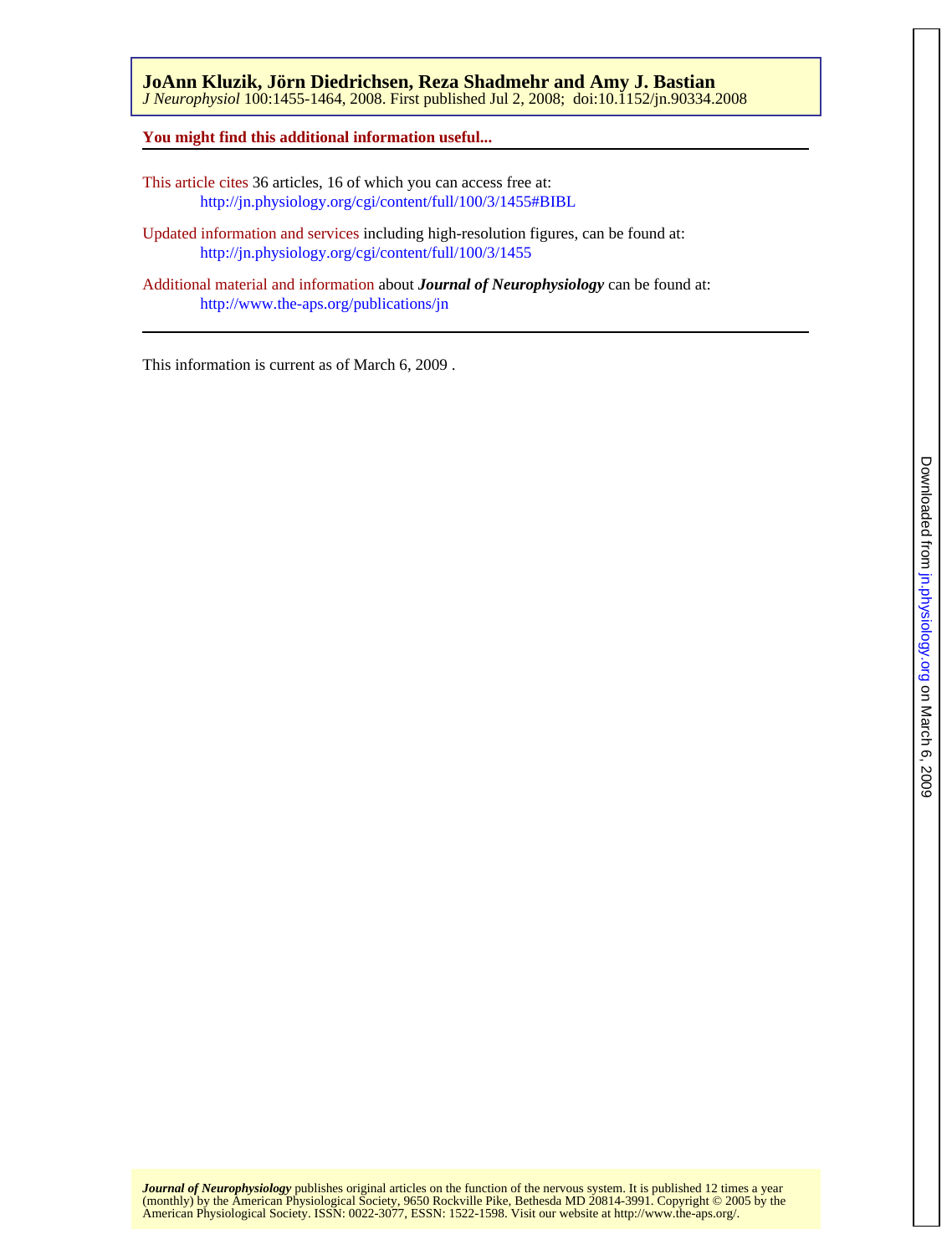**JoAnn Kluzik, Jörn Diedrichsen, Reza Shadmehr and Amy J. Bastian**
*J Neurophysiol* 100:1455-1464, 2008. First published Jul 2, 2008; doi:10.1152/jn.90334.2008

**You might find this additional information useful...**

This article cites 36 articles, 16 of which you can access free at:
http://jn.physiology.org/cgi/content/full/100/3/1455#BIBL

Updated information and services including high-resolution figures, can be found at:
http://jn.physiology.org/cgi/content/full/100/3/1455

Additional material and information about ***Journal of Neurophysiology*** can be found at:
http://www.the-aps.org/publications/jn

This information is current as of March 6, 2009 .

***Journal of Neurophysiology*** publishes original articles on the function of the nervous system. It is published 12 times a year (monthly) by the American Physiological Society, 9650 Rockville Pike, Bethesda MD 20814-3991. Copyright © 2005 by the American Physiological Society. ISSN: 0022-3077, ESSN: 1522-1598. Visit our website at http://www.the-aps.org/.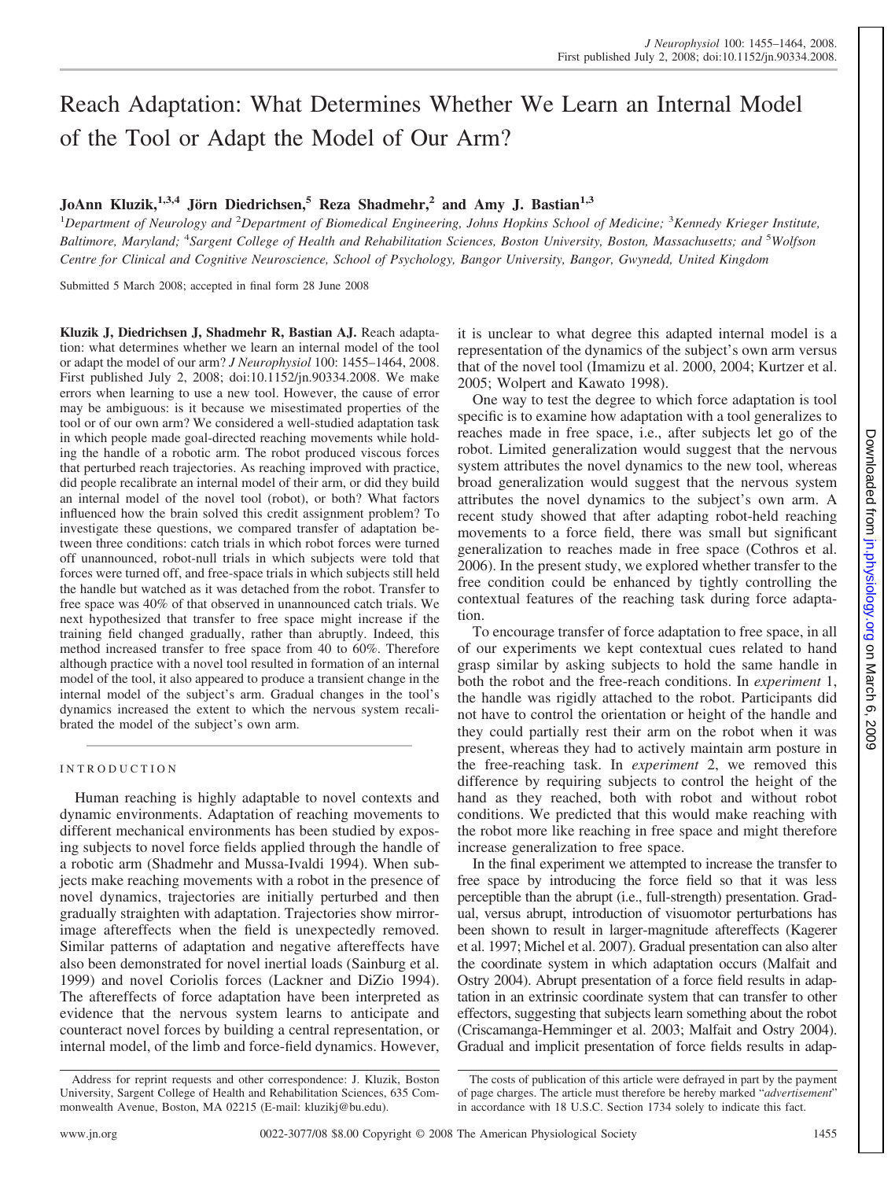# Reach Adaptation: What Determines Whether We Learn an Internal Model of the Tool or Adapt the Model of Our Arm?

**JoAnn Kluzik,[1,3,4] Jörn Diedrichsen,[5] Reza Shadmehr,[2] and Amy J. Bastian[1,3]**

[1]Department of Neurology and [2]Department of Biomedical Engineering, Johns Hopkins School of Medicine; [3]Kennedy Krieger Institute, Baltimore, Maryland; [4]Sargent College of Health and Rehabilitation Sciences, Boston University, Boston, Massachusetts; and [5]Wolfson Centre for Clinical and Cognitive Neuroscience, School of Psychology, Bangor University, Bangor, Gwynedd, United Kingdom

Submitted 5 March 2008; accepted in final form 28 June 2008

**Kluzik J, Diedrichsen J, Shadmehr R, Bastian AJ.** Reach adaptation: what determines whether we learn an internal model of the tool or adapt the model of our arm? *J Neurophysiol* 100: 1455–1464, 2008. First published July 2, 2008; doi:10.1152/jn.90334.2008. We make errors when learning to use a new tool. However, the cause of error may be ambiguous: is it because we misestimated properties of the tool or of our own arm? We considered a well-studied adaptation task in which people made goal-directed reaching movements while holding the handle of a robotic arm. The robot produced viscous forces that perturbed reach trajectories. As reaching improved with practice, did people recalibrate an internal model of their arm, or did they build an internal model of the novel tool (robot), or both? What factors influenced how the brain solved this credit assignment problem? To investigate these questions, we compared transfer of adaptation between three conditions: catch trials in which robot forces were turned off unannounced, robot-null trials in which subjects were told that forces were turned off, and free-space trials in which subjects still held the handle but watched as it was detached from the robot. Transfer to free space was 40% of that observed in unannounced catch trials. We next hypothesized that transfer to free space might increase if the training field changed gradually, rather than abruptly. Indeed, this method increased transfer to free space from 40 to 60%. Therefore although practice with a novel tool resulted in formation of an internal model of the tool, it also appeared to produce a transient change in the internal model of the subject's arm. Gradual changes in the tool's dynamics increased the extent to which the nervous system recalibrated the model of the subject's own arm.

## INTRODUCTION

Human reaching is highly adaptable to novel contexts and dynamic environments. Adaptation of reaching movements to different mechanical environments has been studied by exposing subjects to novel force fields applied through the handle of a robotic arm (Shadmehr and Mussa-Ivaldi 1994). When subjects make reaching movements with a robot in the presence of novel dynamics, trajectories are initially perturbed and then gradually straighten with adaptation. Trajectories show mirror-image aftereffects when the field is unexpectedly removed. Similar patterns of adaptation and negative aftereffects have also been demonstrated for novel inertial loads (Sainburg et al. 1999) and novel Coriolis forces (Lackner and DiZio 1994). The aftereffects of force adaptation have been interpreted as evidence that the nervous system learns to anticipate and counteract novel forces by building a central representation, or internal model, of the limb and force-field dynamics. However, it is unclear to what degree this adapted internal model is a representation of the dynamics of the subject's own arm versus that of the novel tool (Imamizu et al. 2000, 2004; Kurtzer et al. 2005; Wolpert and Kawato 1998).

One way to test the degree to which force adaptation is tool specific is to examine how adaptation with a tool generalizes to reaches made in free space, i.e., after subjects let go of the robot. Limited generalization would suggest that the nervous system attributes the novel dynamics to the new tool, whereas broad generalization would suggest that the nervous system attributes the novel dynamics to the subject's own arm. A recent study showed that after adapting robot-held reaching movements to a force field, there was small but significant generalization to reaches made in free space (Cothros et al. 2006). In the present study, we explored whether transfer to the free condition could be enhanced by tightly controlling the contextual features of the reaching task during force adaptation.

To encourage transfer of force adaptation to free space, in all of our experiments we kept contextual cues related to hand grasp similar by asking subjects to hold the same handle in both the robot and the free-reach conditions. In *experiment* 1, the handle was rigidly attached to the robot. Participants did not have to control the orientation or height of the handle and they could partially rest their arm on the robot when it was present, whereas they had to actively maintain arm posture in the free-reaching task. In *experiment* 2, we removed this difference by requiring subjects to control the height of the hand as they reached, both with robot and without robot conditions. We predicted that this would make reaching with the robot more like reaching in free space and might therefore increase generalization to free space.

In the final experiment we attempted to increase the transfer to free space by introducing the force field so that it was less perceptible than the abrupt (i.e., full-strength) presentation. Gradual, versus abrupt, introduction of visuomotor perturbations has been shown to result in larger-magnitude aftereffects (Kagerer et al. 1997; Michel et al. 2007). Gradual presentation can also alter the coordinate system in which adaptation occurs (Malfait and Ostry 2004). Abrupt presentation of a force field results in adaptation in an extrinsic coordinate system that can transfer to other effectors, suggesting that subjects learn something about the robot (Criscamanga-Hemminger et al. 2003; Malfait and Ostry 2004). Gradual and implicit presentation of force fields results in adap-

Address for reprint requests and other correspondence: J. Kluzik, Boston University, Sargent College of Health and Rehabilitation Sciences, 635 Commonwealth Avenue, Boston, MA 02215 (E-mail: kluzikj@bu.edu).

The costs of publication of this article were defrayed in part by the payment of page charges. The article must therefore be hereby marked "*advertisement*" in accordance with 18 U.S.C. Section 1734 solely to indicate this fact.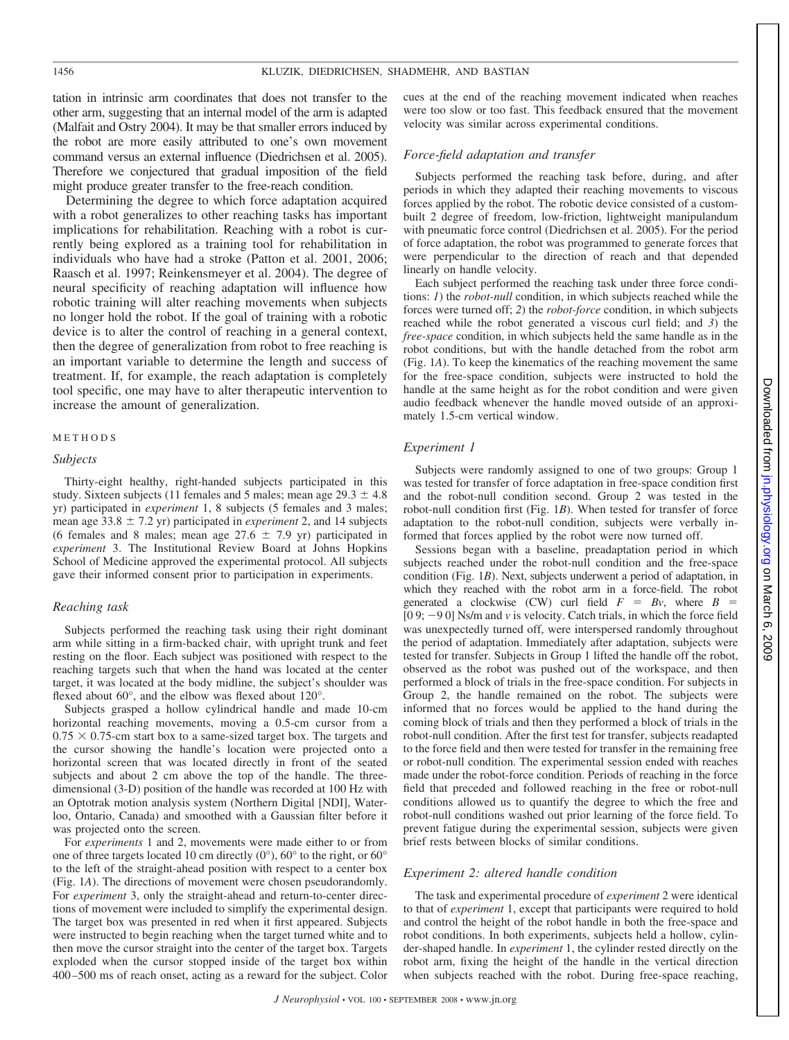tation in intrinsic arm coordinates that does not transfer to the other arm, suggesting that an internal model of the arm is adapted (Malfait and Ostry 2004). It may be that smaller errors induced by the robot are more easily attributed to one's own movement command versus an external influence (Diedrichsen et al. 2005). Therefore we conjectured that gradual imposition of the field might produce greater transfer to the free-reach condition.

Determining the degree to which force adaptation acquired with a robot generalizes to other reaching tasks has important implications for rehabilitation. Reaching with a robot is currently being explored as a training tool for rehabilitation in individuals who have had a stroke (Patton et al. 2001, 2006; Raasch et al. 1997; Reinkensmeyer et al. 2004). The degree of neural specificity of reaching adaptation will influence how robotic training will alter reaching movements when subjects no longer hold the robot. If the goal of training with a robotic device is to alter the control of reaching in a general context, then the degree of generalization from robot to free reaching is an important variable to determine the length and success of treatment. If, for example, the reach adaptation is completely tool specific, one may have to alter therapeutic intervention to increase the amount of generalization.

## METHODS

### Subjects

Thirty-eight healthy, right-handed subjects participated in this study. Sixteen subjects (11 females and 5 males; mean age $29.3 \pm 4.8$ yr) participated in *experiment* 1, 8 subjects (5 females and 3 males; mean age $33.8 \pm 7.2$ yr) participated in *experiment* 2, and 14 subjects (6 females and 8 males; mean age $27.6 \pm 7.9$ yr) participated in *experiment* 3. The Institutional Review Board at Johns Hopkins School of Medicine approved the experimental protocol. All subjects gave their informed consent prior to participation in experiments.

### Reaching task

Subjects performed the reaching task using their right dominant arm while sitting in a firm-backed chair, with upright trunk and feet resting on the floor. Each subject was positioned with respect to the reaching targets such that when the hand was located at the center target, it was located at the body midline, the subject's shoulder was flexed about 60°, and the elbow was flexed about 120°.

Subjects grasped a hollow cylindrical handle and made 10-cm horizontal reaching movements, moving a 0.5-cm cursor from a $0.75 \times 0.75$-cm start box to a same-sized target box. The targets and the cursor showing the handle's location were projected onto a horizontal screen that was located directly in front of the seated subjects and about 2 cm above the top of the handle. The three-dimensional (3-D) position of the handle was recorded at 100 Hz with an Optotrak motion analysis system (Northern Digital [NDI], Waterloo, Ontario, Canada) and smoothed with a Gaussian filter before it was projected onto the screen.

For *experiments* 1 and 2, movements were made either to or from one of three targets located 10 cm directly (0°), 60° to the right, or 60° to the left of the straight-ahead position with respect to a center box (Fig. 1*A*). The directions of movement were chosen pseudorandomly. For *experiment* 3, only the straight-ahead and return-to-center directions of movement were included to simplify the experimental design. The target box was presented in red when it first appeared. Subjects were instructed to begin reaching when the target turned white and to then move the cursor straight into the center of the target box. Targets exploded when the cursor stopped inside of the target box within 400–500 ms of reach onset, acting as a reward for the subject. Color cues at the end of the reaching movement indicated when reaches were too slow or too fast. This feedback ensured that the movement velocity was similar across experimental conditions.

### Force-field adaptation and transfer

Subjects performed the reaching task before, during, and after periods in which they adapted their reaching movements to viscous forces applied by the robot. The robotic device consisted of a custom-built 2 degree of freedom, low-friction, lightweight manipulandum with pneumatic force control (Diedrichsen et al. 2005). For the period of force adaptation, the robot was programmed to generate forces that were perpendicular to the direction of reach and that depended linearly on handle velocity.

Each subject performed the reaching task under three force conditions: *1*) the *robot-null* condition, in which subjects reached while the forces were turned off; *2*) the *robot-force* condition, in which subjects reached while the robot generated a viscous curl field; and *3*) the *free-space* condition, in which subjects held the same handle as in the robot conditions, but with the handle detached from the robot arm (Fig. 1*A*). To keep the kinematics of the reaching movement the same for the free-space condition, subjects were instructed to hold the handle at the same height as for the robot condition and were given audio feedback whenever the handle moved outside of an approximately 1.5-cm vertical window.

### Experiment 1

Subjects were randomly assigned to one of two groups: Group 1 was tested for transfer of force adaptation in free-space condition first and the robot-null condition second. Group 2 was tested in the robot-null condition first (Fig. 1*B*). When tested for transfer of force adaptation to the robot-null condition, subjects were verbally informed that forces applied by the robot were now turned off.

Sessions began with a baseline, preadaptation period in which subjects reached under the robot-null condition and the free-space condition (Fig. 1*B*). Next, subjects underwent a period of adaptation, in which they reached with the robot arm in a force-field. The robot generated a clockwise (CW) curl field $F = Bv$, where $B = [0\ 9; -9\ 0]$ Ns/m and $v$ is velocity. Catch trials, in which the force field was unexpectedly turned off, were interspersed randomly throughout the period of adaptation. Immediately after adaptation, subjects were tested for transfer. Subjects in Group 1 lifted the handle off the robot, observed as the robot was pushed out of the workspace, and then performed a block of trials in the free-space condition. For subjects in Group 2, the handle remained on the robot. The subjects were informed that no forces would be applied to the hand during the coming block of trials and then they performed a block of trials in the robot-null condition. After the first test for transfer, subjects readapted to the force field and then were tested for transfer in the remaining free or robot-null condition. The experimental session ended with reaches made under the robot-force condition. Periods of reaching in the force field that preceded and followed reaching in the free or robot-null conditions allowed us to quantify the degree to which the free and robot-null conditions washed out prior learning of the force field. To prevent fatigue during the experimental session, subjects were given brief rests between blocks of similar conditions.

### Experiment 2: altered handle condition

The task and experimental procedure of *experiment* 2 were identical to that of *experiment* 1, except that participants were required to hold and control the height of the robot handle in both the free-space and robot conditions. In both experiments, subjects held a hollow, cylinder-shaped handle. In *experiment* 1, the cylinder rested directly on the robot arm, fixing the height of the handle in the vertical direction when subjects reached with the robot. During free-space reaching,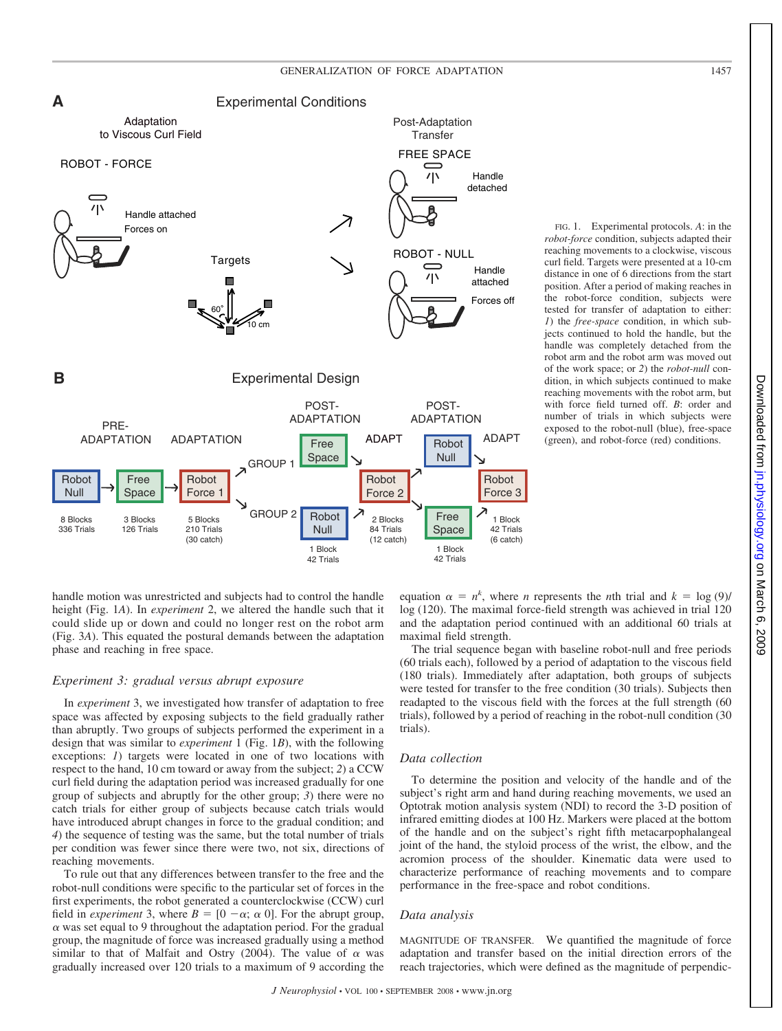FIG. 1. Experimental protocols. *A*: in the *robot-force* condition, subjects adapted their reaching movements to a clockwise, viscous curl field. Targets were presented at a 10-cm distance in one of 6 directions from the start position. After a period of making reaches in the robot-force condition, subjects were tested for transfer of adaptation to either: *1*) the *free-space* condition, in which subjects continued to hold the handle, but the handle was completely detached from the robot arm and the robot arm was moved out of the work space; or *2*) the *robot-null* condition, in which subjects continued to make reaching movements with the robot arm, but with force field turned off. *B*: order and number of trials in which subjects were exposed to the robot-null (blue), free-space (green), and robot-force (red) conditions.

handle motion was unrestricted and subjects had to control the handle height (Fig. 1*A*). In *experiment* 2, we altered the handle such that it could slide up or down and could no longer rest on the robot arm (Fig. 3*A*). This equated the postural demands between the adaptation phase and reaching in free space.

### *Experiment 3: gradual versus abrupt exposure*

In *experiment* 3, we investigated how transfer of adaptation to free space was affected by exposing subjects to the field gradually rather than abruptly. Two groups of subjects performed the experiment in a design that was similar to *experiment* 1 (Fig. 1*B*), with the following exceptions: *1*) targets were located in one of two locations with respect to the hand, 10 cm toward or away from the subject; *2*) a CCW curl field during the adaptation period was increased gradually for one group of subjects and abruptly for the other group; *3*) there were no catch trials for either group of subjects because catch trials would have introduced abrupt changes in force to the gradual condition; and *4*) the sequence of testing was the same, but the total number of trials per condition was fewer since there were two, not six, directions of reaching movements.

To rule out that any differences between transfer to the free and the robot-null conditions were specific to the particular set of forces in the first experiments, the robot generated a counterclockwise (CCW) curl field in *experiment* 3, where $B = [0\ -\alpha;\ \alpha\ 0]$. For the abrupt group, $\alpha$ was set equal to 9 throughout the adaptation period. For the gradual group, the magnitude of force was increased gradually using a method similar to that of Malfait and Ostry (2004). The value of $\alpha$ was gradually increased over 120 trials to a maximum of 9 according the equation $\alpha = n^k$, where $n$ represents the $n$th trial and $k = \log(9)/\log(120)$. The maximal force-field strength was achieved in trial 120 and the adaptation period continued with an additional 60 trials at maximal field strength.

The trial sequence began with baseline robot-null and free periods (60 trials each), followed by a period of adaptation to the viscous field (180 trials). Immediately after adaptation, both groups of subjects were tested for transfer to the free condition (30 trials). Subjects then readapted to the viscous field with the forces at the full strength (60 trials), followed by a period of reaching in the robot-null condition (30 trials).

### *Data collection*

To determine the position and velocity of the handle and of the subject's right arm and hand during reaching movements, we used an Optotrak motion analysis system (NDI) to record the 3-D position of infrared emitting diodes at 100 Hz. Markers were placed at the bottom of the handle and on the subject's right fifth metacarpophalangeal joint of the hand, the styloid process of the wrist, the elbow, and the acromion process of the shoulder. Kinematic data were used to characterize performance of reaching movements and to compare performance in the free-space and robot conditions.

### *Data analysis*

MAGNITUDE OF TRANSFER. We quantified the magnitude of force adaptation and transfer based on the initial direction errors of the reach trajectories, which were defined as the magnitude of perpendic-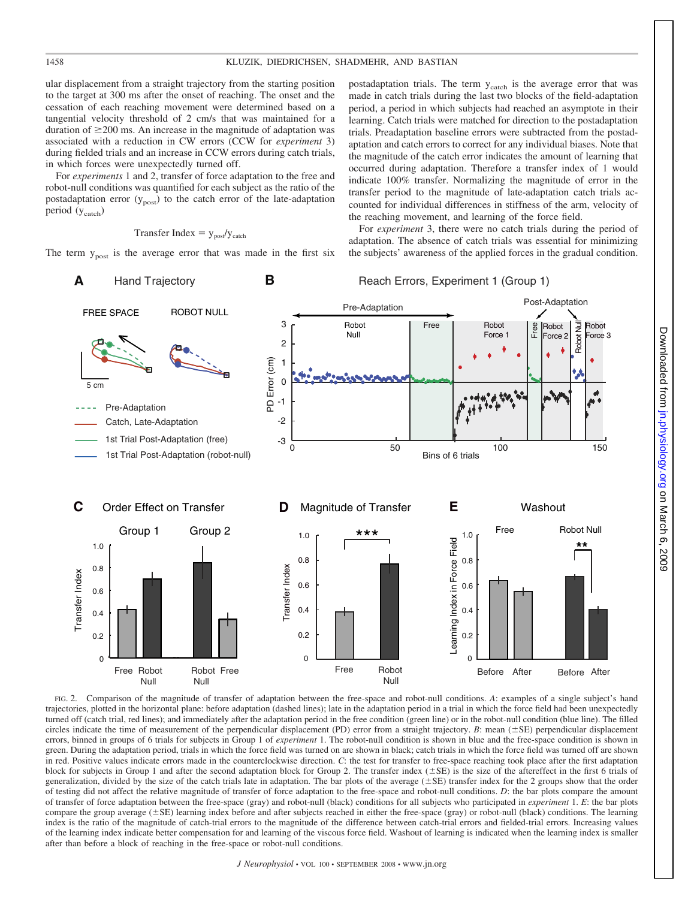ular displacement from a straight trajectory from the starting position to the target at 300 ms after the onset of reaching. The onset and the cessation of each reaching movement were determined based on a tangential velocity threshold of 2 cm/s that was maintained for a duration of ≥200 ms. An increase in the magnitude of adaptation was associated with a reduction in CW errors (CCW for *experiment* 3) during fielded trials and an increase in CCW errors during catch trials, in which forces were unexpectedly turned off.

For *experiments* 1 and 2, transfer of force adaptation to the free and robot-null conditions was quantified for each subject as the ratio of the postadaptation error ($y_{post}$) to the catch error of the late-adaptation period ($y_{catch}$)

$$\text{Transfer Index} = y_{post}/y_{catch}$$

The term $y_{post}$ is the average error that was made in the first six postadaptation trials. The term $y_{catch}$ is the average error that was made in catch trials during the last two blocks of the field-adaptation period, a period in which subjects had reached an asymptote in their learning. Catch trials were matched for direction to the postadaptation trials. Preadaptation baseline errors were subtracted from the postadaptation and catch errors to correct for any individual biases. Note that the magnitude of the catch error indicates the amount of learning that occurred during adaptation. Therefore a transfer index of 1 would indicate 100% transfer. Normalizing the magnitude of error in the transfer period to the magnitude of late-adaptation catch trials accounted for individual differences in stiffness of the arm, velocity of the reaching movement, and learning of the force field.

For *experiment* 3, there were no catch trials during the period of adaptation. The absence of catch trials was essential for minimizing the subjects' awareness of the applied forces in the gradual condition.

FIG. 2. Comparison of the magnitude of transfer of adaptation between the free-space and robot-null conditions. *A*: examples of a single subject's hand trajectories, plotted in the horizontal plane: before adaptation (dashed lines); late in the adaptation period in a trial in which the force field had been unexpectedly turned off (catch trial, red lines); and immediately after the adaptation period in the free condition (green line) or in the robot-null condition (blue line). The filled circles indicate the time of measurement of the perpendicular displacement (PD) error from a straight trajectory. *B*: mean (±SE) perpendicular displacement errors, binned in groups of 6 trials for subjects in Group 1 of *experiment* 1. The robot-null condition is shown in blue and the free-space condition is shown in green. During the adaptation period, trials in which the force field was turned on are shown in black; catch trials in which the force field was turned off are shown in red. Positive values indicate errors made in the counterclockwise direction. *C*: the test for transfer to free-space reaching took place after the first adaptation block for subjects in Group 1 and after the second adaptation block for Group 2. The transfer index (±SE) is the size of the aftereffect in the first 6 trials of generalization, divided by the size of the catch trials late in adaptation. The bar plots of the average (±SE) transfer index for the 2 groups show that the order of testing did not affect the relative magnitude of transfer of force adaptation to the free-space and robot-null conditions. *D*: the bar plots compare the amount of transfer of force adaptation between the free-space (gray) and robot-null (black) conditions for all subjects who participated in *experiment* 1. *E*: the bar plots compare the group average (±SE) learning index before and after subjects reached in either the free-space (gray) or robot-null (black) conditions. The learning index is the ratio of the magnitude of catch-trial errors to the magnitude of the difference between catch-trial errors and fielded-trial errors. Increasing values of the learning index indicate better compensation for and learning of the viscous force field. Washout of learning is indicated when the learning index is smaller after than before a block of reaching in the free-space or robot-null conditions.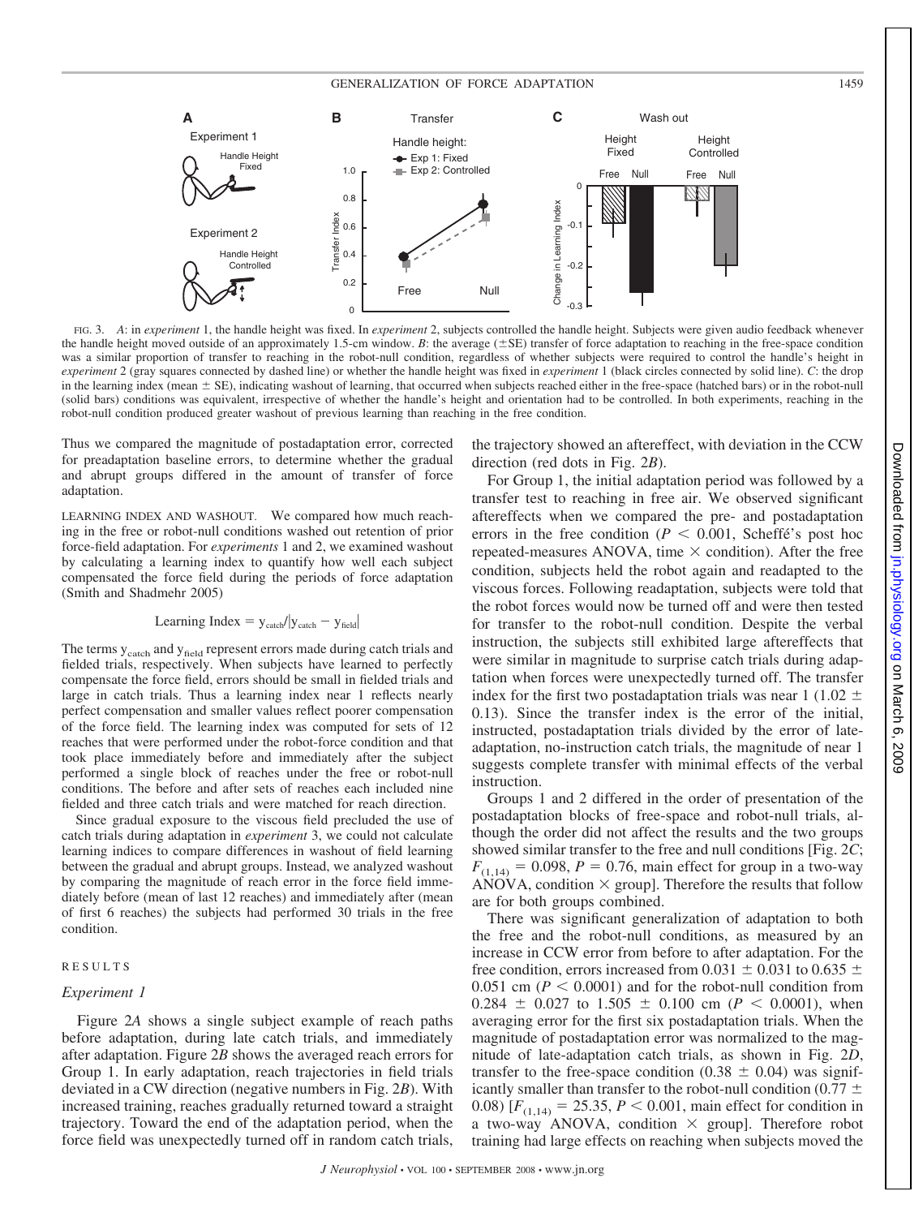FIG. 3. *A*: in *experiment* 1, the handle height was fixed. In *experiment* 2, subjects controlled the handle height. Subjects were given audio feedback whenever the handle height moved outside of an approximately 1.5-cm window. *B*: the average (±SE) transfer of force adaptation to reaching in the free-space condition was a similar proportion of transfer to reaching in the robot-null condition, regardless of whether subjects were required to control the handle's height in *experiment* 2 (gray squares connected by dashed line) or whether the handle height was fixed in *experiment* 1 (black circles connected by solid line). *C*: the drop in the learning index (mean ± SE), indicating washout of learning, that occurred when subjects reached either in the free-space (hatched bars) or in the robot-null (solid bars) conditions was equivalent, irrespective of whether the handle's height and orientation had to be controlled. In both experiments, reaching in the robot-null condition produced greater washout of previous learning than reaching in the free condition.

Thus we compared the magnitude of postadaptation error, corrected for preadaptation baseline errors, to determine whether the gradual and abrupt groups differed in the amount of transfer of force adaptation.

LEARNING INDEX AND WASHOUT. We compared how much reaching in the free or robot-null conditions washed out retention of prior force-field adaptation. For *experiments* 1 and 2, we examined washout by calculating a learning index to quantify how well each subject compensated the force field during the periods of force adaptation (Smith and Shadmehr 2005)

$$\text{Learning Index} = y_{\text{catch}}/|y_{\text{catch}} - y_{\text{field}}|$$

The terms $y_{\text{catch}}$ and $y_{\text{field}}$ represent errors made during catch trials and fielded trials, respectively. When subjects have learned to perfectly compensate the force field, errors should be small in fielded trials and large in catch trials. Thus a learning index near 1 reflects nearly perfect compensation and smaller values reflect poorer compensation of the force field. The learning index was computed for sets of 12 reaches that were performed under the robot-force condition and that took place immediately before and immediately after the subject performed a single block of reaches under the free or robot-null conditions. The before and after sets of reaches each included nine fielded and three catch trials and were matched for reach direction.

Since gradual exposure to the viscous field precluded the use of catch trials during adaptation in *experiment* 3, we could not calculate learning indices to compare differences in washout of field learning between the gradual and abrupt groups. Instead, we analyzed washout by comparing the magnitude of reach error in the force field immediately before (mean of last 12 reaches) and immediately after (mean of first 6 reaches) the subjects had performed 30 trials in the free condition.

## RESULTS

### *Experiment 1*

Figure 2*A* shows a single subject example of reach paths before adaptation, during late catch trials, and immediately after adaptation. Figure 2*B* shows the averaged reach errors for Group 1. In early adaptation, reach trajectories in field trials deviated in a CW direction (negative numbers in Fig. 2*B*). With increased training, reaches gradually returned toward a straight trajectory. Toward the end of the adaptation period, when the force field was unexpectedly turned off in random catch trials, the trajectory showed an aftereffect, with deviation in the CCW direction (red dots in Fig. 2*B*).

For Group 1, the initial adaptation period was followed by a transfer test to reaching in free air. We observed significant aftereffects when we compared the pre- and postadaptation errors in the free condition ($P < 0.001$, Scheffé's post hoc repeated-measures ANOVA, time × condition). After the free condition, subjects held the robot again and readapted to the viscous forces. Following readaptation, subjects were told that the robot forces would now be turned off and were then tested for transfer to the robot-null condition. Despite the verbal instruction, the subjects still exhibited large aftereffects that were similar in magnitude to surprise catch trials during adaptation when forces were unexpectedly turned off. The transfer index for the first two postadaptation trials was near 1 (1.02 ± 0.13). Since the transfer index is the error of the initial, instructed, postadaptation trials divided by the error of late-adaptation, no-instruction catch trials, the magnitude of near 1 suggests complete transfer with minimal effects of the verbal instruction.

Groups 1 and 2 differed in the order of presentation of the postadaptation blocks of free-space and robot-null trials, although the order did not affect the results and the two groups showed similar transfer to the free and null conditions [Fig. 2*C*; $F_{(1,14)} = 0.098$, $P = 0.76$, main effect for group in a two-way ANOVA, condition × group]. Therefore the results that follow are for both groups combined.

There was significant generalization of adaptation to both the free and the robot-null conditions, as measured by an increase in CCW error from before to after adaptation. For the free condition, errors increased from 0.031 ± 0.031 to 0.635 ± 0.051 cm ($P < 0.0001$) and for the robot-null condition from 0.284 ± 0.027 to 1.505 ± 0.100 cm ($P < 0.0001$), when averaging error for the first six postadaptation trials. When the magnitude of postadaptation error was normalized to the magnitude of late-adaptation catch trials, as shown in Fig. 2*D*, transfer to the free-space condition (0.38 ± 0.04) was significantly smaller than transfer to the robot-null condition (0.77 ± 0.08) [$F_{(1,14)} = 25.35$, $P < 0.001$, main effect for condition in a two-way ANOVA, condition × group]. Therefore robot training had large effects on reaching when subjects moved the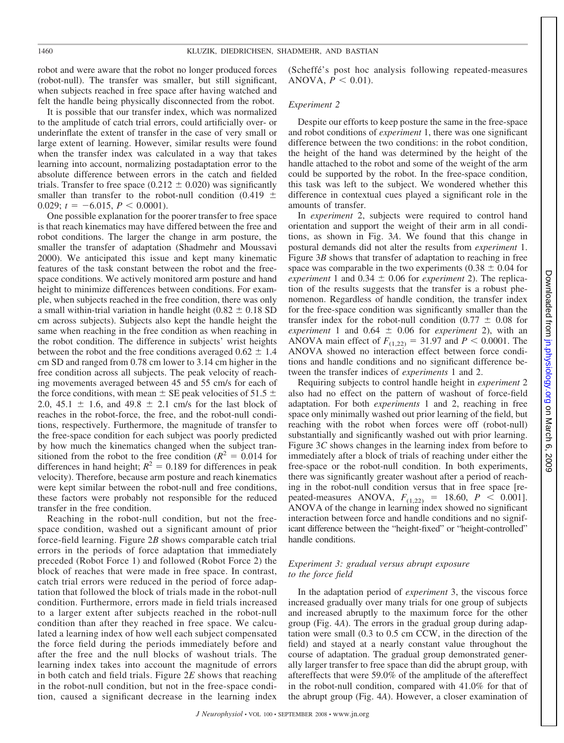robot and were aware that the robot no longer produced forces (robot-null). The transfer was smaller, but still significant, when subjects reached in free space after having watched and felt the handle being physically disconnected from the robot.

It is possible that our transfer index, which was normalized to the amplitude of catch trial errors, could artificially over- or underinflate the extent of transfer in the case of very small or large extent of learning. However, similar results were found when the transfer index was calculated in a way that takes learning into account, normalizing postadaptation error to the absolute difference between errors in the catch and fielded trials. Transfer to free space (0.212 ± 0.020) was significantly smaller than transfer to the robot-null condition (0.419 ± 0.029; $t = -6.015$, $P < 0.0001$).

One possible explanation for the poorer transfer to free space is that reach kinematics may have differed between the free and robot conditions. The larger the change in arm posture, the smaller the transfer of adaptation (Shadmehr and Moussavi 2000). We anticipated this issue and kept many kinematic features of the task constant between the robot and the free-space conditions. We actively monitored arm posture and hand height to minimize differences between conditions. For example, when subjects reached in the free condition, there was only a small within-trial variation in handle height (0.82 ± 0.18 SD cm across subjects). Subjects also kept the handle height the same when reaching in the free condition as when reaching in the robot condition. The difference in subjects' wrist heights between the robot and the free conditions averaged 0.62 ± 1.4 cm SD and ranged from 0.78 cm lower to 3.14 cm higher in the free condition across all subjects. The peak velocity of reaching movements averaged between 45 and 55 cm/s for each of the force conditions, with mean ± SE peak velocities of 51.5 ± 2.0, 45.1 ± 1.6, and 49.8 ± 2.1 cm/s for the last block of reaches in the robot-force, the free, and the robot-null conditions, respectively. Furthermore, the magnitude of transfer to the free-space condition for each subject was poorly predicted by how much the kinematics changed when the subject transitioned from the robot to the free condition ($R^2 = 0.014$ for differences in hand height; $R^2 = 0.189$ for differences in peak velocity). Therefore, because arm posture and reach kinematics were kept similar between the robot-null and free conditions, these factors were probably not responsible for the reduced transfer in the free condition.

Reaching in the robot-null condition, but not the free-space condition, washed out a significant amount of prior force-field learning. Figure 2*B* shows comparable catch trial errors in the periods of force adaptation that immediately preceded (Robot Force 1) and followed (Robot Force 2) the block of reaches that were made in free space. In contrast, catch trial errors were reduced in the period of force adaptation that followed the block of trials made in the robot-null condition. Furthermore, errors made in field trials increased to a larger extent after subjects reached in the robot-null condition than after they reached in free space. We calculated a learning index of how well each subject compensated the force field during the periods immediately before and after the free and the null blocks of washout trials. The learning index takes into account the magnitude of errors in both catch and field trials. Figure 2*E* shows that reaching in the robot-null condition, but not in the free-space condition, caused a significant decrease in the learning index (Scheffé's post hoc analysis following repeated-measures ANOVA, $P < 0.01$).

### *Experiment 2*

Despite our efforts to keep posture the same in the free-space and robot conditions of *experiment* 1, there was one significant difference between the two conditions: in the robot condition, the height of the hand was determined by the height of the handle attached to the robot and some of the weight of the arm could be supported by the robot. In the free-space condition, this task was left to the subject. We wondered whether this difference in contextual cues played a significant role in the amounts of transfer.

In *experiment* 2, subjects were required to control hand orientation and support the weight of their arm in all conditions, as shown in Fig. 3*A*. We found that this change in postural demands did not alter the results from *experiment* 1. Figure 3*B* shows that transfer of adaptation to reaching in free space was comparable in the two experiments (0.38 ± 0.04 for *experiment* 1 and 0.34 ± 0.06 for *experiment* 2). The replication of the results suggests that the transfer is a robust phenomenon. Regardless of handle condition, the transfer index for the free-space condition was significantly smaller than the transfer index for the robot-null condition (0.77 ± 0.08 for *experiment* 1 and 0.64 ± 0.06 for *experiment* 2), with an ANOVA main effect of $F_{(1,22)} = 31.97$ and $P < 0.0001$. The ANOVA showed no interaction effect between force conditions and handle conditions and no significant difference between the transfer indices of *experiments* 1 and 2.

Requiring subjects to control handle height in *experiment* 2 also had no effect on the pattern of washout of force-field adaptation. For both *experiments* 1 and 2, reaching in free space only minimally washed out prior learning of the field, but reaching with the robot when forces were off (robot-null) substantially and significantly washed out with prior learning. Figure 3*C* shows changes in the learning index from before to immediately after a block of trials of reaching under either the free-space or the robot-null condition. In both experiments, there was significantly greater washout after a period of reaching in the robot-null condition versus that in free space [repeated-measures ANOVA, $F_{(1,22)} = 18.60$, $P < 0.001$]. ANOVA of the change in learning index showed no significant interaction between force and handle conditions and no significant difference between the "height-fixed" or "height-controlled" handle conditions.

### *Experiment 3: gradual versus abrupt exposure to the force field*

In the adaptation period of *experiment* 3, the viscous force increased gradually over many trials for one group of subjects and increased abruptly to the maximum force for the other group (Fig. 4*A*). The errors in the gradual group during adaptation were small (0.3 to 0.5 cm CCW, in the direction of the field) and stayed at a nearly constant value throughout the course of adaptation. The gradual group demonstrated generally larger transfer to free space than did the abrupt group, with aftereffects that were 59.0% of the amplitude of the aftereffect in the robot-null condition, compared with 41.0% for that of the abrupt group (Fig. 4*A*). However, a closer examination of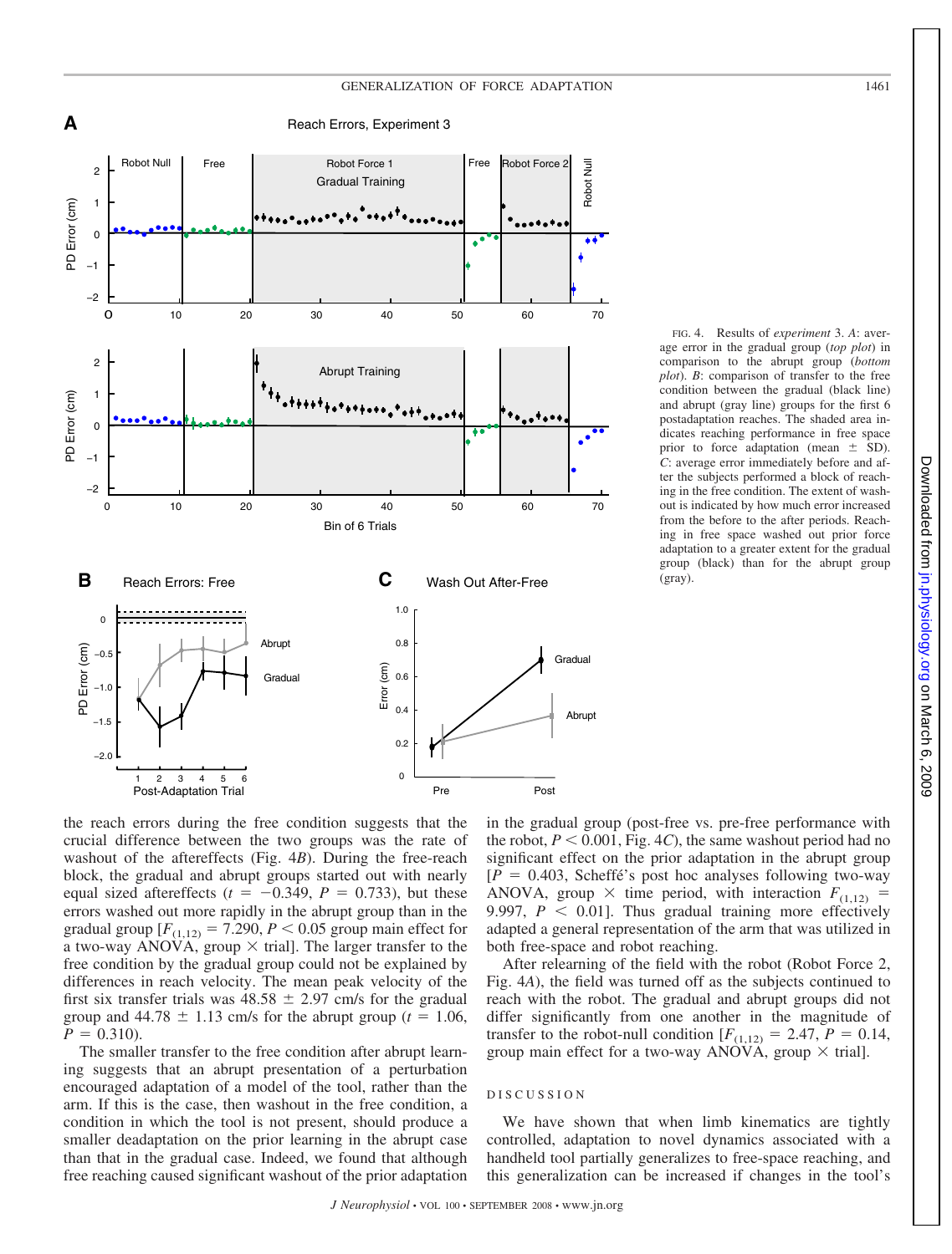FIG. 4. Results of *experiment* 3. *A*: average error in the gradual group (*top plot*) in comparison to the abrupt group (*bottom plot*). *B*: comparison of transfer to the free condition between the gradual (black line) and abrupt (gray line) groups for the first 6 postadaptation reaches. The shaded area indicates reaching performance in free space prior to force adaptation (mean ± SD). *C*: average error immediately before and after the subjects performed a block of reaching in the free condition. The extent of washout is indicated by how much error increased from the before to the after periods. Reaching in free space washed out prior force adaptation to a greater extent for the gradual group (black) than for the abrupt group (gray).

the reach errors during the free condition suggests that the crucial difference between the two groups was the rate of washout of the aftereffects (Fig. 4*B*). During the free-reach block, the gradual and abrupt groups started out with nearly equal sized aftereffects ($t = -0.349$, $P = 0.733$), but these errors washed out more rapidly in the abrupt group than in the gradual group [$F_{(1,12)} = 7.290$, $P < 0.05$ group main effect for a two-way ANOVA, group × trial]. The larger transfer to the free condition by the gradual group could not be explained by differences in reach velocity. The mean peak velocity of the first six transfer trials was 48.58 ± 2.97 cm/s for the gradual group and 44.78 ± 1.13 cm/s for the abrupt group ($t = 1.06$, $P = 0.310$).

The smaller transfer to the free condition after abrupt learning suggests that an abrupt presentation of a perturbation encouraged adaptation of a model of the tool, rather than the arm. If this is the case, then washout in the free condition, a condition in which the tool is not present, should produce a smaller deadaptation on the prior learning in the abrupt case than that in the gradual case. Indeed, we found that although free reaching caused significant washout of the prior adaptation in the gradual group (post-free vs. pre-free performance with the robot, $P < 0.001$, Fig. 4*C*), the same washout period had no significant effect on the prior adaptation in the abrupt group [$P = 0.403$, Scheffé's post hoc analyses following two-way ANOVA, group × time period, with interaction $F_{(1,12)} = 9.997$, $P < 0.01$]. Thus gradual training more effectively adapted a general representation of the arm that was utilized in both free-space and robot reaching.

After relearning of the field with the robot (Robot Force 2, Fig. 4*A*), the field was turned off as the subjects continued to reach with the robot. The gradual and abrupt groups did not differ significantly from one another in the magnitude of transfer to the robot-null condition [$F_{(1,12)} = 2.47$, $P = 0.14$, group main effect for a two-way ANOVA, group × trial].

## DISCUSSION

We have shown that when limb kinematics are tightly controlled, adaptation to novel dynamics associated with a handheld tool partially generalizes to free-space reaching, and this generalization can be increased if changes in the tool's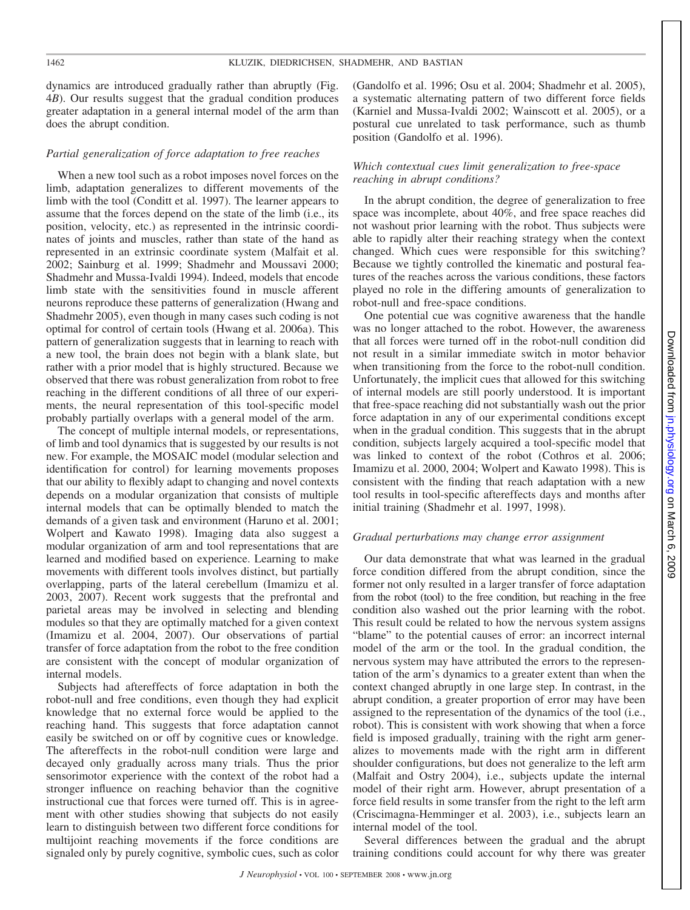dynamics are introduced gradually rather than abruptly (Fig. 4*B*). Our results suggest that the gradual condition produces greater adaptation in a general internal model of the arm than does the abrupt condition.

### *Partial generalization of force adaptation to free reaches*

When a new tool such as a robot imposes novel forces on the limb, adaptation generalizes to different movements of the limb with the tool (Conditt et al. 1997). The learner appears to assume that the forces depend on the state of the limb (i.e., its position, velocity, etc.) as represented in the intrinsic coordinates of joints and muscles, rather than state of the hand as represented in an extrinsic coordinate system (Malfait et al. 2002; Sainburg et al. 1999; Shadmehr and Moussavi 2000; Shadmehr and Mussa-Ivaldi 1994). Indeed, models that encode limb state with the sensitivities found in muscle afferent neurons reproduce these patterns of generalization (Hwang and Shadmehr 2005), even though in many cases such coding is not optimal for control of certain tools (Hwang et al. 2006a). This pattern of generalization suggests that in learning to reach with a new tool, the brain does not begin with a blank slate, but rather with a prior model that is highly structured. Because we observed that there was robust generalization from robot to free reaching in the different conditions of all three of our experiments, the neural representation of this tool-specific model probably partially overlaps with a general model of the arm.

The concept of multiple internal models, or representations, of limb and tool dynamics that is suggested by our results is not new. For example, the MOSAIC model (modular selection and identification for control) for learning movements proposes that our ability to flexibly adapt to changing and novel contexts depends on a modular organization that consists of multiple internal models that can be optimally blended to match the demands of a given task and environment (Haruno et al. 2001; Wolpert and Kawato 1998). Imaging data also suggest a modular organization of arm and tool representations that are learned and modified based on experience. Learning to make movements with different tools involves distinct, but partially overlapping, parts of the lateral cerebellum (Imamizu et al. 2003, 2007). Recent work suggests that the prefrontal and parietal areas may be involved in selecting and blending modules so that they are optimally matched for a given context (Imamizu et al. 2004, 2007). Our observations of partial transfer of force adaptation from the robot to the free condition are consistent with the concept of modular organization of internal models.

Subjects had aftereffects of force adaptation in both the robot-null and free conditions, even though they had explicit knowledge that no external force would be applied to the reaching hand. This suggests that force adaptation cannot easily be switched on or off by cognitive cues or knowledge. The aftereffects in the robot-null condition were large and decayed only gradually across many trials. Thus the prior sensorimotor experience with the context of the robot had a stronger influence on reaching behavior than the cognitive instructional cue that forces were turned off. This is in agreement with other studies showing that subjects do not easily learn to distinguish between two different force conditions for multijoint reaching movements if the force conditions are signaled only by purely cognitive, symbolic cues, such as color (Gandolfo et al. 1996; Osu et al. 2004; Shadmehr et al. 2005), a systematic alternating pattern of two different force fields (Karniel and Mussa-Ivaldi 2002; Wainscott et al. 2005), or a postural cue unrelated to task performance, such as thumb position (Gandolfo et al. 1996).

### *Which contextual cues limit generalization to free-space reaching in abrupt conditions?*

In the abrupt condition, the degree of generalization to free space was incomplete, about 40%, and free space reaches did not washout prior learning with the robot. Thus subjects were able to rapidly alter their reaching strategy when the context changed. Which cues were responsible for this switching? Because we tightly controlled the kinematic and postural features of the reaches across the various conditions, these factors played no role in the differing amounts of generalization to robot-null and free-space conditions.

One potential cue was cognitive awareness that the handle was no longer attached to the robot. However, the awareness that all forces were turned off in the robot-null condition did not result in a similar immediate switch in motor behavior when transitioning from the force to the robot-null condition. Unfortunately, the implicit cues that allowed for this switching of internal models are still poorly understood. It is important that free-space reaching did not substantially wash out the prior force adaptation in any of our experimental conditions except when in the gradual condition. This suggests that in the abrupt condition, subjects largely acquired a tool-specific model that was linked to context of the robot (Cothros et al. 2006; Imamizu et al. 2000, 2004; Wolpert and Kawato 1998). This is consistent with the finding that reach adaptation with a new tool results in tool-specific aftereffects days and months after initial training (Shadmehr et al. 1997, 1998).

### *Gradual perturbations may change error assignment*

Our data demonstrate that what was learned in the gradual force condition differed from the abrupt condition, since the former not only resulted in a larger transfer of force adaptation from the robot (tool) to the free condition, but reaching in the free condition also washed out the prior learning with the robot. This result could be related to how the nervous system assigns "blame" to the potential causes of error: an incorrect internal model of the arm or the tool. In the gradual condition, the nervous system may have attributed the errors to the representation of the arm's dynamics to a greater extent than when the context changed abruptly in one large step. In contrast, in the abrupt condition, a greater proportion of error may have been assigned to the representation of the dynamics of the tool (i.e., robot). This is consistent with work showing that when a force field is imposed gradually, training with the right arm generalizes to movements made with the right arm in different shoulder configurations, but does not generalize to the left arm (Malfait and Ostry 2004), i.e., subjects update the internal model of their right arm. However, abrupt presentation of a force field results in some transfer from the right to the left arm (Criscimagna-Hemminger et al. 2003), i.e., subjects learn an internal model of the tool.

Several differences between the gradual and the abrupt training conditions could account for why there was greater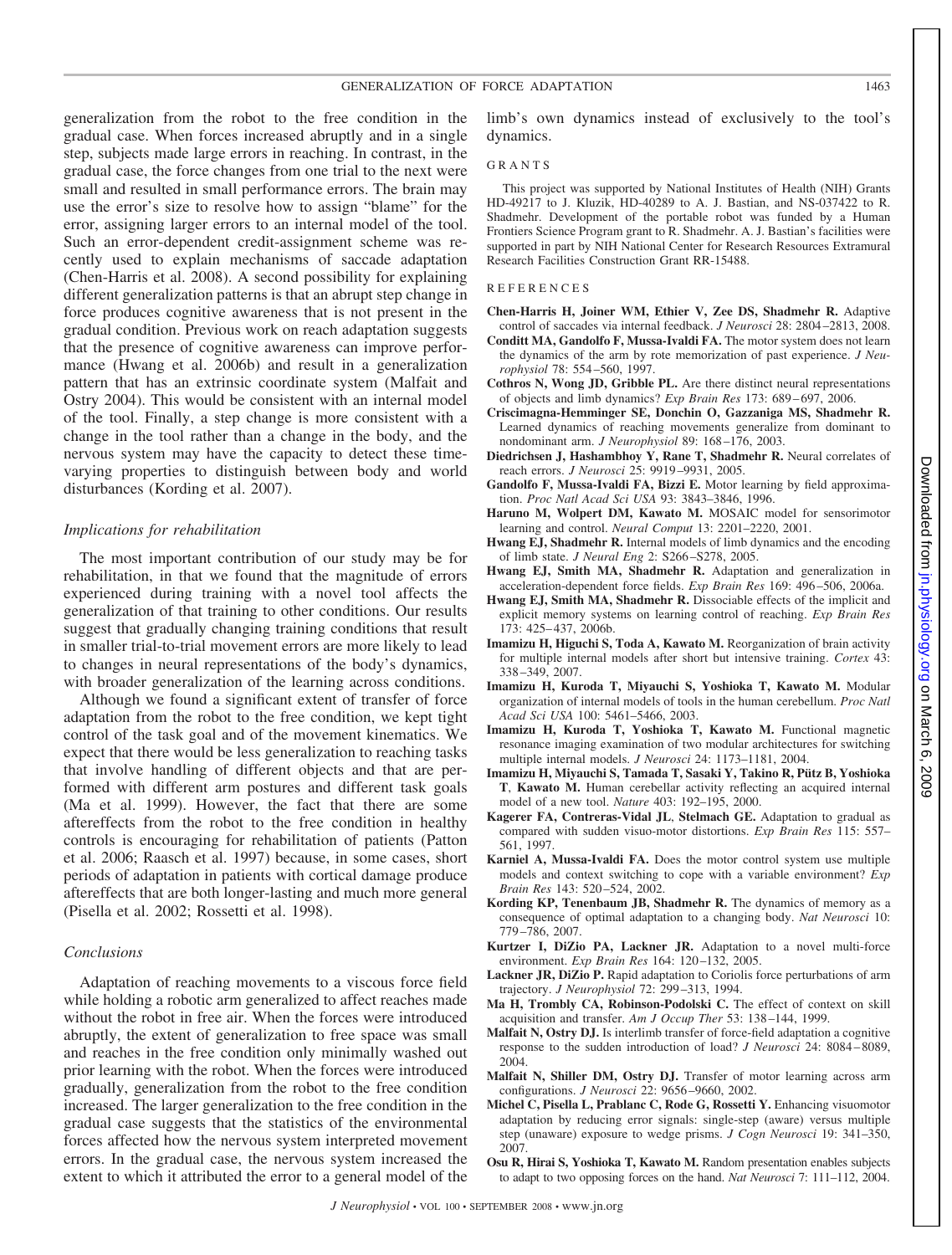generalization from the robot to the free condition in the gradual case. When forces increased abruptly and in a single step, subjects made large errors in reaching. In contrast, in the gradual case, the force changes from one trial to the next were small and resulted in small performance errors. The brain may use the error's size to resolve how to assign "blame" for the error, assigning larger errors to an internal model of the tool. Such an error-dependent credit-assignment scheme was recently used to explain mechanisms of saccade adaptation (Chen-Harris et al. 2008). A second possibility for explaining different generalization patterns is that an abrupt step change in force produces cognitive awareness that is not present in the gradual condition. Previous work on reach adaptation suggests that the presence of cognitive awareness can improve performance (Hwang et al. 2006b) and result in a generalization pattern that has an extrinsic coordinate system (Malfait and Ostry 2004). This would be consistent with an internal model of the tool. Finally, a step change is more consistent with a change in the tool rather than a change in the body, and the nervous system may have the capacity to detect these time-varying properties to distinguish between body and world disturbances (Kording et al. 2007).

### *Implications for rehabilitation*

The most important contribution of our study may be for rehabilitation, in that we found that the magnitude of errors experienced during training with a novel tool affects the generalization of that training to other conditions. Our results suggest that gradually changing training conditions that result in smaller trial-to-trial movement errors are more likely to lead to changes in neural representations of the body's dynamics, with broader generalization of the learning across conditions.

Although we found a significant extent of transfer of force adaptation from the robot to the free condition, we kept tight control of the task goal and of the movement kinematics. We expect that there would be less generalization to reaching tasks that involve handling of different objects and that are performed with different arm postures and different task goals (Ma et al. 1999). However, the fact that there are some aftereffects from the robot to the free condition in healthy controls is encouraging for rehabilitation of patients (Patton et al. 2006; Raasch et al. 1997) because, in some cases, short periods of adaptation in patients with cortical damage produce aftereffects that are both longer-lasting and much more general (Pisella et al. 2002; Rossetti et al. 1998).

### *Conclusions*

Adaptation of reaching movements to a viscous force field while holding a robotic arm generalized to affect reaches made without the robot in free air. When the forces were introduced abruptly, the extent of generalization to free space was small and reaches in the free condition only minimally washed out prior learning with the robot. When the forces were introduced gradually, generalization from the robot to the free condition increased. The larger generalization to the free condition in the gradual case suggests that the statistics of the environmental forces affected how the nervous system interpreted movement errors. In the gradual case, the nervous system increased the extent to which it attributed the error to a general model of the limb's own dynamics instead of exclusively to the tool's dynamics.

## GRANTS

This project was supported by National Institutes of Health (NIH) Grants HD-49217 to J. Kluzik, HD-40289 to A. J. Bastian, and NS-037422 to R. Shadmehr. Development of the portable robot was funded by a Human Frontiers Science Program grant to R. Shadmehr. A. J. Bastian's facilities were supported in part by NIH National Center for Research Resources Extramural Research Facilities Construction Grant RR-15488.

## REFERENCES

**Chen-Harris H, Joiner WM, Ethier V, Zee DS, Shadmehr R.** Adaptive control of saccades via internal feedback. *J Neurosci* 28: 2804–2813, 2008.

**Conditt MA, Gandolfo F, Mussa-Ivaldi FA.** The motor system does not learn the dynamics of the arm by rote memorization of past experience. *J Neurophysiol* 78: 554–560, 1997.

**Cothros N, Wong JD, Gribble PL.** Are there distinct neural representations of objects and limb dynamics? *Exp Brain Res* 173: 689–697, 2006.

**Criscimagna-Hemminger SE, Donchin O, Gazzaniga MS, Shadmehr R.** Learned dynamics of reaching movements generalize from dominant to nondominant arm. *J Neurophysiol* 89: 168–176, 2003.

**Diedrichsen J, Hashambhoy Y, Rane T, Shadmehr R.** Neural correlates of reach errors. *J Neurosci* 25: 9919–9931, 2005.

**Gandolfo F, Mussa-Ivaldi FA, Bizzi E.** Motor learning by field approximation. *Proc Natl Acad Sci USA* 93: 3843–3846, 1996.

**Haruno M, Wolpert DM, Kawato M.** MOSAIC model for sensorimotor learning and control. *Neural Comput* 13: 2201–2220, 2001.

**Hwang EJ, Shadmehr R.** Internal models of limb dynamics and the encoding of limb state. *J Neural Eng* 2: S266–S278, 2005.

**Hwang EJ, Smith MA, Shadmehr R.** Adaptation and generalization in acceleration-dependent force fields. *Exp Brain Res* 169: 496–506, 2006a.

**Hwang EJ, Smith MA, Shadmehr R.** Dissociable effects of the implicit and explicit memory systems on learning control of reaching. *Exp Brain Res* 173: 425–437, 2006b.

**Imamizu H, Higuchi S, Toda A, Kawato M.** Reorganization of brain activity for multiple internal models after short but intensive training. *Cortex* 43: 338–349, 2007.

**Imamizu H, Kuroda T, Miyauchi S, Yoshioka T, Kawato M.** Modular organization of internal models of tools in the human cerebellum. *Proc Natl Acad Sci USA* 100: 5461–5466, 2003.

**Imamizu H, Kuroda T, Yoshioka T, Kawato M.** Functional magnetic resonance imaging examination of two modular architectures for switching multiple internal models. *J Neurosci* 24: 1173–1181, 2004.

**Imamizu H, Miyauchi S, Tamada T, Sasaki Y, Takino R, Pütz B, Yoshioka T, Kawato M.** Human cerebellar activity reflecting an acquired internal model of a new tool. *Nature* 403: 192–195, 2000.

**Kagerer FA, Contreras-Vidal JL, Stelmach GE.** Adaptation to gradual as compared with sudden visuo-motor distortions. *Exp Brain Res* 115: 557–561, 1997.

**Karniel A, Mussa-Ivaldi FA.** Does the motor control system use multiple models and context switching to cope with a variable environment? *Exp Brain Res* 143: 520–524, 2002.

**Kording KP, Tenenbaum JB, Shadmehr R.** The dynamics of memory as a consequence of optimal adaptation to a changing body. *Nat Neurosci* 10: 779–786, 2007.

**Kurtzer I, DiZio PA, Lackner JR.** Adaptation to a novel multi-force environment. *Exp Brain Res* 164: 120–132, 2005.

**Lackner JR, DiZio P.** Rapid adaptation to Coriolis force perturbations of arm trajectory. *J Neurophysiol* 72: 299–313, 1994.

**Ma H, Trombly CA, Robinson-Podolski C.** The effect of context on skill acquisition and transfer. *Am J Occup Ther* 53: 138–144, 1999.

**Malfait N, Ostry DJ.** Is interlimb transfer of force-field adaptation a cognitive response to the sudden introduction of load? *J Neurosci* 24: 8084–8089, 2004.

**Malfait N, Shiller DM, Ostry DJ.** Transfer of motor learning across arm configurations. *J Neurosci* 22: 9656–9660, 2002.

**Michel C, Pisella L, Prablanc C, Rode G, Rossetti Y.** Enhancing visuomotor adaptation by reducing error signals: single-step (aware) versus multiple step (unaware) exposure to wedge prisms. *J Cogn Neurosci* 19: 341–350, 2007.

**Osu R, Hirai S, Yoshioka T, Kawato M.** Random presentation enables subjects to adapt to two opposing forces on the hand. *Nat Neurosci* 7: 111–112, 2004.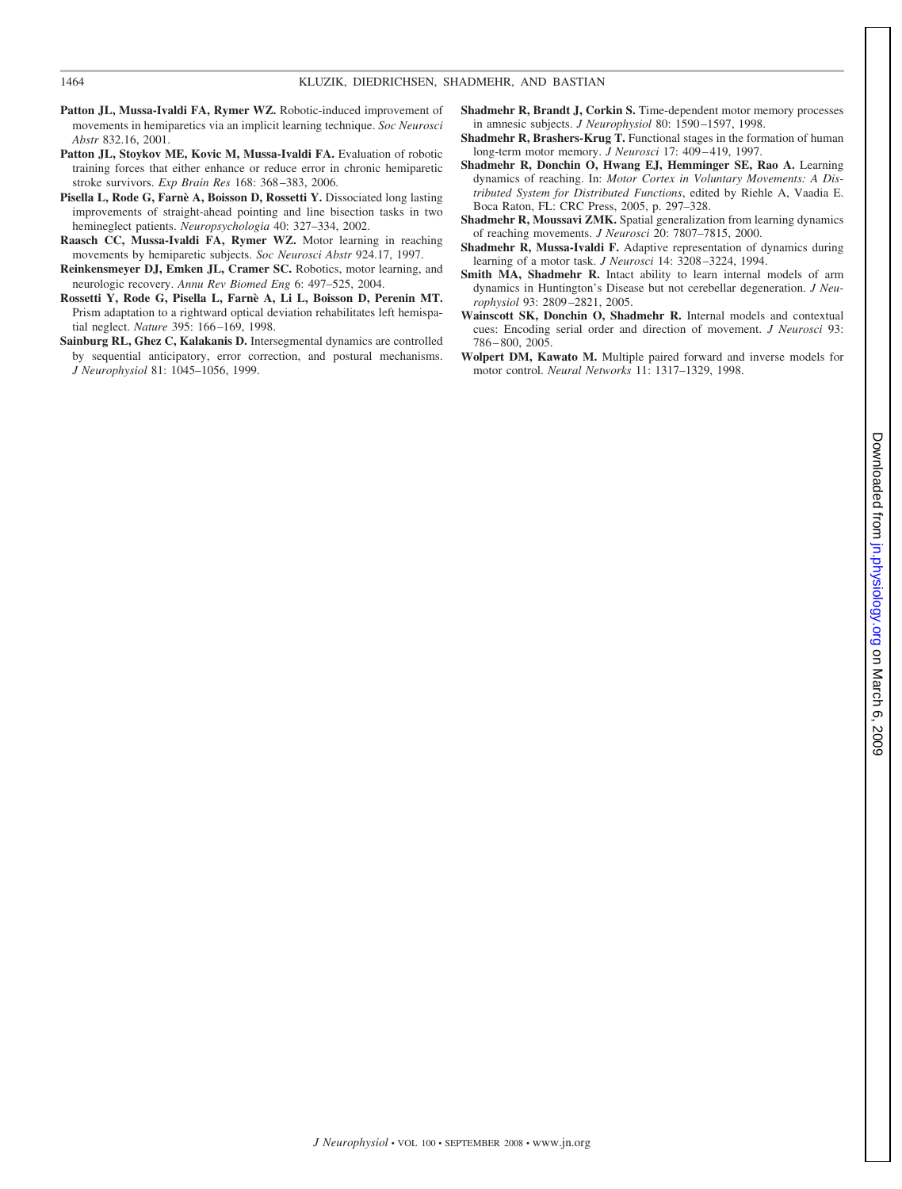**Patton JL, Mussa-Ivaldi FA, Rymer WZ.** Robotic-induced improvement of movements in hemiparetics via an implicit learning technique. *Soc Neurosci Abstr* 832.16, 2001.

**Patton JL, Stoykov ME, Kovic M, Mussa-Ivaldi FA.** Evaluation of robotic training forces that either enhance or reduce error in chronic hemiparetic stroke survivors. *Exp Brain Res* 168: 368–383, 2006.

**Pisella L, Rode G, Farnè A, Boisson D, Rossetti Y.** Dissociated long lasting improvements of straight-ahead pointing and line bisection tasks in two hemineglect patients. *Neuropsychologia* 40: 327–334, 2002.

**Raasch CC, Mussa-Ivaldi FA, Rymer WZ.** Motor learning in reaching movements by hemiparetic subjects. *Soc Neurosci Abstr* 924.17, 1997.

**Reinkensmeyer DJ, Emken JL, Cramer SC.** Robotics, motor learning, and neurologic recovery. *Annu Rev Biomed Eng* 6: 497–525, 2004.

**Rossetti Y, Rode G, Pisella L, Farnè A, Li L, Boisson D, Perenin MT.** Prism adaptation to a rightward optical deviation rehabilitates left hemispatial neglect. *Nature* 395: 166–169, 1998.

**Sainburg RL, Ghez C, Kalakanis D.** Intersegmental dynamics are controlled by sequential anticipatory, error correction, and postural mechanisms. *J Neurophysiol* 81: 1045–1056, 1999.

**Shadmehr R, Brandt J, Corkin S.** Time-dependent motor memory processes in amnesic subjects. *J Neurophysiol* 80: 1590–1597, 1998.

**Shadmehr R, Brashers-Krug T.** Functional stages in the formation of human long-term motor memory. *J Neurosci* 17: 409–419, 1997.

**Shadmehr R, Donchin O, Hwang EJ, Hemminger SE, Rao A.** Learning dynamics of reaching. In: *Motor Cortex in Voluntary Movements: A Distributed System for Distributed Functions*, edited by Riehle A, Vaadia E. Boca Raton, FL: CRC Press, 2005, p. 297–328.

**Shadmehr R, Moussavi ZMK.** Spatial generalization from learning dynamics of reaching movements. *J Neurosci* 20: 7807–7815, 2000.

**Shadmehr R, Mussa-Ivaldi F.** Adaptive representation of dynamics during learning of a motor task. *J Neurosci* 14: 3208–3224, 1994.

**Smith MA, Shadmehr R.** Intact ability to learn internal models of arm dynamics in Huntington's Disease but not cerebellar degeneration. *J Neurophysiol* 93: 2809–2821, 2005.

**Wainscott SK, Donchin O, Shadmehr R.** Internal models and contextual cues: Encoding serial order and direction of movement. *J Neurosci* 93: 786–800, 2005.

**Wolpert DM, Kawato M.** Multiple paired forward and inverse models for motor control. *Neural Networks* 11: 1317–1329, 1998.